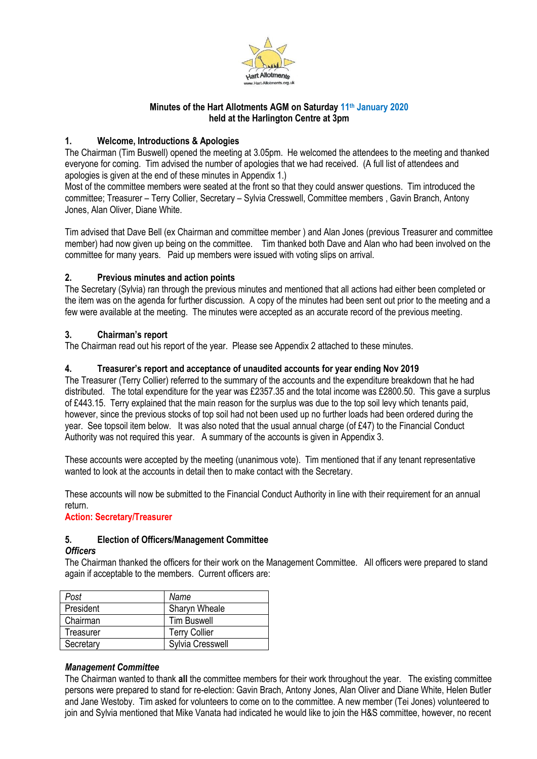# Minutes of the Hart Allotments AGM on Saturday 11th January 2020 held at the Harlington Centre at 3pm

## 1. Welcome, Introductions & Apologies

The Chairman (Tim Buswell) opened the meeting at 3.05pm. He welcomed the attendees to the meeting and thanked everyone for coming. Tim advised the number of apologies that we had received. (A full list of attendees and apologies is given at the end of these minutes in Appendix 1.)

Most of the committee members were seated at the front so that they could answer questions. Tim introduced the committee; Treasurer – Terry Collier, Secretary – Sylvia Cresswell, Committee members , Gavin Branch, Antony Jones, Alan Oliver, Diane White.

Tim advised that Dave Bell (ex Chairman and committee member ) and Alan Jones (previous Treasurer and committee member) had now given up being on the committee. Tim thanked both Dave and Alan who had been involved on the committee for many years. Paid up members were issued with voting slips on arrival.

## 2. Previous minutes and action points

The Secretary (Sylvia) ran through the previous minutes and mentioned that all actions had either been completed or the item was on the agenda for further discussion. A copy of the minutes had been sent out prior to the meeting and a few were available at the meeting. The minutes were accepted as an accurate record of the previous meeting.

## 3. Chairman's report

The Chairman read out his report of the year. Please see Appendix 2 attached to these minutes.

## 4. Treasurer's report and acceptance of unaudited accounts for year ending Nov 2019

The Treasurer (Terry Collier) referred to the summary of the accounts and the expenditure breakdown that he had distributed. The total expenditure for the year was £2357.35 and the total income was £2800.50. This gave a surplus of £443.15. Terry explained that the main reason for the surplus was due to the top soil levy which tenants paid, however, since the previous stocks of top soil had not been used up no further loads had been ordered during the year. See topsoil item below. It was also noted that the usual annual charge (of £47) to the Financial Conduct Authority was not required this year. A summary of the accounts is given in Appendix 3.

These accounts were accepted by the meeting (unanimous vote). Tim mentioned that if any tenant representative wanted to look at the accounts in detail then to make contact with the Secretary.

These accounts will now be submitted to the Financial Conduct Authority in line with their requirement for an annual return.

**Action: Secretary/Treasurer**

## 5. Election of Officers/Management Committee

### *Officers*

The Chairman thanked the officers for their work on the Management Committee. All officers were prepared to stand again if acceptable to the members. Current officers are:

| *Post* | *Name* |
|---|---|
| President | Sharyn Wheale |
| Chairman | Tim Buswell |
| Treasurer | Terry Collier |
| Secretary | Sylvia Cresswell |

### *Management Committee*

The Chairman wanted to thank **all** the committee members for their work throughout the year. The existing committee persons were prepared to stand for re-election: Gavin Brach, Antony Jones, Alan Oliver and Diane White, Helen Butler and Jane Westoby. Tim asked for volunteers to come on to the committee. A new member (Tei Jones) volunteered to join and Sylvia mentioned that Mike Vanata had indicated he would like to join the H&S committee, however, no recent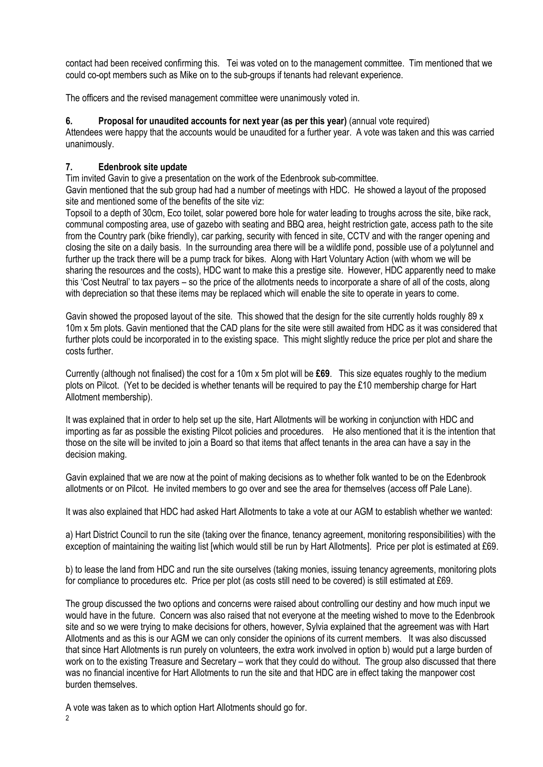contact had been received confirming this. Tei was voted on to the management committee. Tim mentioned that we could co-opt members such as Mike on to the sub-groups if tenants had relevant experience.

The officers and the revised management committee were unanimously voted in.

**6. Proposal for unaudited accounts for next year (as per this year)** (annual vote required)

Attendees were happy that the accounts would be unaudited for a further year. A vote was taken and this was carried unanimously.

**7. Edenbrook site update**

Tim invited Gavin to give a presentation on the work of the Edenbrook sub-committee.

Gavin mentioned that the sub group had had a number of meetings with HDC. He showed a layout of the proposed site and mentioned some of the benefits of the site viz:

Topsoil to a depth of 30cm, Eco toilet, solar powered bore hole for water leading to troughs across the site, bike rack, communal composting area, use of gazebo with seating and BBQ area, height restriction gate, access path to the site from the Country park (bike friendly), car parking, security with fenced in site, CCTV and with the ranger opening and closing the site on a daily basis. In the surrounding area there will be a wildlife pond, possible use of a polytunnel and further up the track there will be a pump track for bikes. Along with Hart Voluntary Action (with whom we will be sharing the resources and the costs), HDC want to make this a prestige site. However, HDC apparently need to make this 'Cost Neutral' to tax payers – so the price of the allotments needs to incorporate a share of all of the costs, along with depreciation so that these items may be replaced which will enable the site to operate in years to come.

Gavin showed the proposed layout of the site. This showed that the design for the site currently holds roughly 89 x 10m x 5m plots. Gavin mentioned that the CAD plans for the site were still awaited from HDC as it was considered that further plots could be incorporated in to the existing space. This might slightly reduce the price per plot and share the costs further.

Currently (although not finalised) the cost for a 10m x 5m plot will be **£69**. This size equates roughly to the medium plots on Pilcot. (Yet to be decided is whether tenants will be required to pay the £10 membership charge for Hart Allotment membership).

It was explained that in order to help set up the site, Hart Allotments will be working in conjunction with HDC and importing as far as possible the existing Pilcot policies and procedures. He also mentioned that it is the intention that those on the site will be invited to join a Board so that items that affect tenants in the area can have a say in the decision making.

Gavin explained that we are now at the point of making decisions as to whether folk wanted to be on the Edenbrook allotments or on Pilcot. He invited members to go over and see the area for themselves (access off Pale Lane).

It was also explained that HDC had asked Hart Allotments to take a vote at our AGM to establish whether we wanted:

a) Hart District Council to run the site (taking over the finance, tenancy agreement, monitoring responsibilities) with the exception of maintaining the waiting list [which would still be run by Hart Allotments]. Price per plot is estimated at £69.

b) to lease the land from HDC and run the site ourselves (taking monies, issuing tenancy agreements, monitoring plots for compliance to procedures etc. Price per plot (as costs still need to be covered) is still estimated at £69.

The group discussed the two options and concerns were raised about controlling our destiny and how much input we would have in the future. Concern was also raised that not everyone at the meeting wished to move to the Edenbrook site and so we were trying to make decisions for others, however, Sylvia explained that the agreement was with Hart Allotments and as this is our AGM we can only consider the opinions of its current members. It was also discussed that since Hart Allotments is run purely on volunteers, the extra work involved in option b) would put a large burden of work on to the existing Treasure and Secretary – work that they could do without. The group also discussed that there was no financial incentive for Hart Allotments to run the site and that HDC are in effect taking the manpower cost burden themselves.

A vote was taken as to which option Hart Allotments should go for.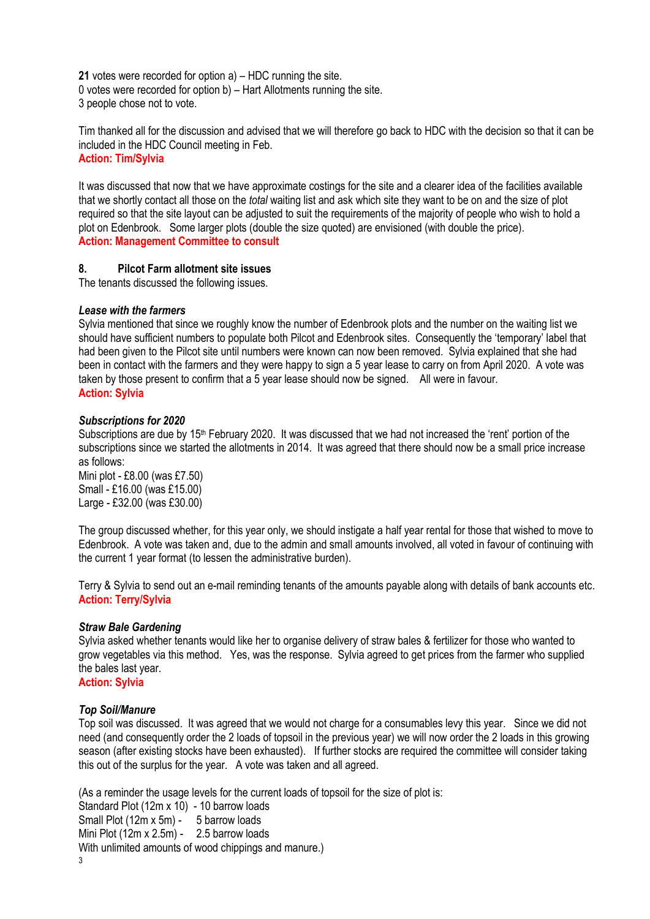**21** votes were recorded for option a) – HDC running the site.
0 votes were recorded for option b) – Hart Allotments running the site.
3 people chose not to vote.

Tim thanked all for the discussion and advised that we will therefore go back to HDC with the decision so that it can be included in the HDC Council meeting in Feb.
**Action: Tim/Sylvia**

It was discussed that now that we have approximate costings for the site and a clearer idea of the facilities available that we shortly contact all those on the *total* waiting list and ask which site they want to be on and the size of plot required so that the site layout can be adjusted to suit the requirements of the majority of people who wish to hold a plot on Edenbrook. Some larger plots (double the size quoted) are envisioned (with double the price).
**Action: Management Committee to consult**

## 8. Pilcot Farm allotment site issues

The tenants discussed the following issues.

***Lease with the farmers***

Sylvia mentioned that since we roughly know the number of Edenbrook plots and the number on the waiting list we should have sufficient numbers to populate both Pilcot and Edenbrook sites. Consequently the 'temporary' label that had been given to the Pilcot site until numbers were known can now been removed. Sylvia explained that she had been in contact with the farmers and they were happy to sign a 5 year lease to carry on from April 2020. A vote was taken by those present to confirm that a 5 year lease should now be signed. All were in favour.
**Action: Sylvia**

***Subscriptions for 2020***

Subscriptions are due by 15th February 2020. It was discussed that we had not increased the 'rent' portion of the subscriptions since we started the allotments in 2014. It was agreed that there should now be a small price increase as follows:
Mini plot - £8.00 (was £7.50)
Small - £16.00 (was £15.00)
Large - £32.00 (was £30.00)

The group discussed whether, for this year only, we should instigate a half year rental for those that wished to move to Edenbrook. A vote was taken and, due to the admin and small amounts involved, all voted in favour of continuing with the current 1 year format (to lessen the administrative burden).

Terry & Sylvia to send out an e-mail reminding tenants of the amounts payable along with details of bank accounts etc.
**Action: Terry/Sylvia**

***Straw Bale Gardening***

Sylvia asked whether tenants would like her to organise delivery of straw bales & fertilizer for those who wanted to grow vegetables via this method. Yes, was the response. Sylvia agreed to get prices from the farmer who supplied the bales last year.
**Action: Sylvia**

***Top Soil/Manure***

Top soil was discussed. It was agreed that we would not charge for a consumables levy this year. Since we did not need (and consequently order the 2 loads of topsoil in the previous year) we will now order the 2 loads in this growing season (after existing stocks have been exhausted). If further stocks are required the committee will consider taking this out of the surplus for the year. A vote was taken and all agreed.

(As a reminder the usage levels for the current loads of topsoil for the size of plot is:
Standard Plot (12m x 10) - 10 barrow loads
Small Plot (12m x 5m) - 5 barrow loads
Mini Plot (12m x 2.5m) - 2.5 barrow loads
With unlimited amounts of wood chippings and manure.)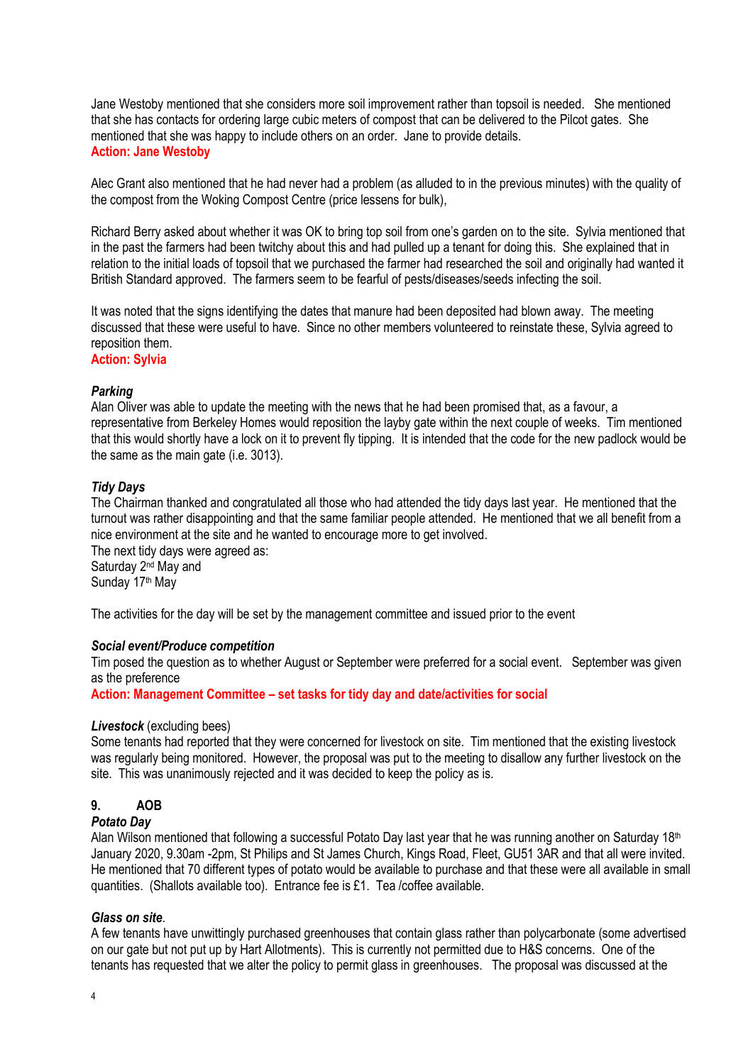Jane Westoby mentioned that she considers more soil improvement rather than topsoil is needed. She mentioned that she has contacts for ordering large cubic meters of compost that can be delivered to the Pilcot gates. She mentioned that she was happy to include others on an order. Jane to provide details.

**Action: Jane Westoby**

Alec Grant also mentioned that he had never had a problem (as alluded to in the previous minutes) with the quality of the compost from the Woking Compost Centre (price lessens for bulk),

Richard Berry asked about whether it was OK to bring top soil from one's garden on to the site. Sylvia mentioned that in the past the farmers had been twitchy about this and had pulled up a tenant for doing this. She explained that in relation to the initial loads of topsoil that we purchased the farmer had researched the soil and originally had wanted it British Standard approved. The farmers seem to be fearful of pests/diseases/seeds infecting the soil.

It was noted that the signs identifying the dates that manure had been deposited had blown away. The meeting discussed that these were useful to have. Since no other members volunteered to reinstate these, Sylvia agreed to reposition them.

**Action: Sylvia**

***Parking***

Alan Oliver was able to update the meeting with the news that he had been promised that, as a favour, a representative from Berkeley Homes would reposition the layby gate within the next couple of weeks. Tim mentioned that this would shortly have a lock on it to prevent fly tipping. It is intended that the code for the new padlock would be the same as the main gate (i.e. 3013).

***Tidy Days***

The Chairman thanked and congratulated all those who had attended the tidy days last year. He mentioned that the turnout was rather disappointing and that the same familiar people attended. He mentioned that we all benefit from a nice environment at the site and he wanted to encourage more to get involved.

The next tidy days were agreed as:
Saturday 2nd May and
Sunday 17th May

The activities for the day will be set by the management committee and issued prior to the event

***Social event/Produce competition***

Tim posed the question as to whether August or September were preferred for a social event. September was given as the preference

**Action: Management Committee – set tasks for tidy day and date/activities for social**

***Livestock*** (excluding bees)

Some tenants had reported that they were concerned for livestock on site. Tim mentioned that the existing livestock was regularly being monitored. However, the proposal was put to the meeting to disallow any further livestock on the site. This was unanimously rejected and it was decided to keep the policy as is.

## 9. AOB

***Potato Day***

Alan Wilson mentioned that following a successful Potato Day last year that he was running another on Saturday 18th January 2020, 9.30am -2pm, St Philips and St James Church, Kings Road, Fleet, GU51 3AR and that all were invited. He mentioned that 70 different types of potato would be available to purchase and that these were all available in small quantities. (Shallots available too). Entrance fee is £1. Tea /coffee available.

***Glass on site***.

A few tenants have unwittingly purchased greenhouses that contain glass rather than polycarbonate (some advertised on our gate but not put up by Hart Allotments). This is currently not permitted due to H&S concerns. One of the tenants has requested that we alter the policy to permit glass in greenhouses. The proposal was discussed at the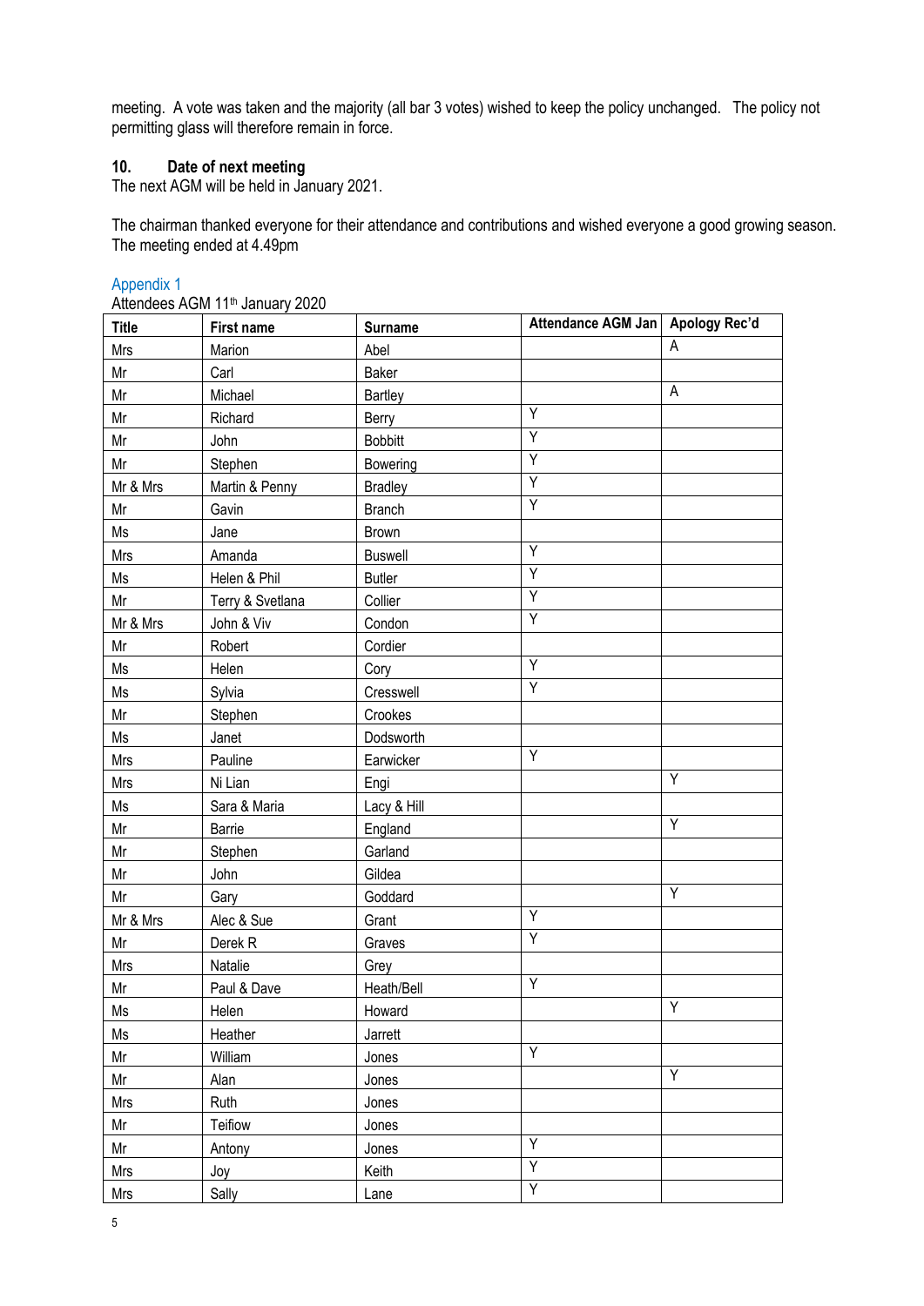meeting. A vote was taken and the majority (all bar 3 votes) wished to keep the policy unchanged. The policy not permitting glass will therefore remain in force.

## 10. Date of next meeting

The next AGM will be held in January 2021.

The chairman thanked everyone for their attendance and contributions and wished everyone a good growing season. The meeting ended at 4.49pm

## Appendix 1

Attendees AGM 11th January 2020

| Title | First name | Surname | Attendance AGM Jan | Apology Rec'd |
|---|---|---|---|---|
| Mrs | Marion | Abel | | A |
| Mr | Carl | Baker | | |
| Mr | Michael | Bartley | | A |
| Mr | Richard | Berry | Y | |
| Mr | John | Bobbitt | Y | |
| Mr | Stephen | Bowering | Y | |
| Mr & Mrs | Martin & Penny | Bradley | Y | |
| Mr | Gavin | Branch | Y | |
| Ms | Jane | Brown | | |
| Mrs | Amanda | Buswell | Y | |
| Ms | Helen & Phil | Butler | Y | |
| Mr | Terry & Svetlana | Collier | Y | |
| Mr & Mrs | John & Viv | Condon | Y | |
| Mr | Robert | Cordier | | |
| Ms | Helen | Cory | Y | |
| Ms | Sylvia | Cresswell | Y | |
| Mr | Stephen | Crookes | | |
| Ms | Janet | Dodsworth | | |
| Mrs | Pauline | Earwicker | Y | |
| Mrs | Ni Lian | Engi | | Y |
| Ms | Sara & Maria | Lacy & Hill | | |
| Mr | Barrie | England | | Y |
| Mr | Stephen | Garland | | |
| Mr | John | Gildea | | |
| Mr | Gary | Goddard | | Y |
| Mr & Mrs | Alec & Sue | Grant | Y | |
| Mr | Derek R | Graves | Y | |
| Mrs | Natalie | Grey | | |
| Mr | Paul & Dave | Heath/Bell | Y | |
| Ms | Helen | Howard | | Y |
| Ms | Heather | Jarrett | | |
| Mr | William | Jones | Y | |
| Mr | Alan | Jones | | Y |
| Mrs | Ruth | Jones | | |
| Mr | Teifiow | Jones | | |
| Mr | Antony | Jones | Y | |
| Mrs | Joy | Keith | Y | |
| Mrs | Sally | Lane | Y | |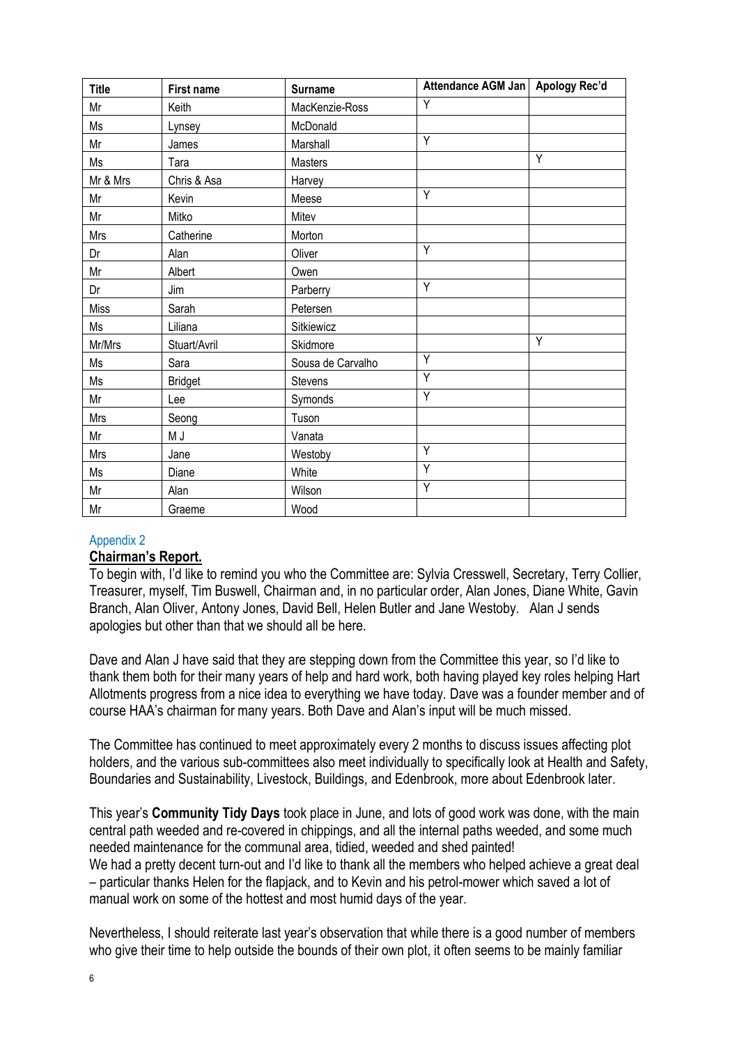| Title | First name | Surname | Attendance AGM Jan | Apology Rec'd |
|---|---|---|---|---|
| Mr | Keith | MacKenzie-Ross | Y | |
| Ms | Lynsey | McDonald | | |
| Mr | James | Marshall | Y | |
| Ms | Tara | Masters | | Y |
| Mr & Mrs | Chris & Asa | Harvey | | |
| Mr | Kevin | Meese | Y | |
| Mr | Mitko | Mitev | | |
| Mrs | Catherine | Morton | | |
| Dr | Alan | Oliver | Y | |
| Mr | Albert | Owen | | |
| Dr | Jim | Parberry | Y | |
| Miss | Sarah | Petersen | | |
| Ms | Liliana | Sitkiewicz | | |
| Mr/Mrs | Stuart/Avril | Skidmore | | Y |
| Ms | Sara | Sousa de Carvalho | Y | |
| Ms | Bridget | Stevens | Y | |
| Mr | Lee | Symonds | Y | |
| Mrs | Seong | Tuson | | |
| Mr | M J | Vanata | | |
| Mrs | Jane | Westoby | Y | |
| Ms | Diane | White | Y | |
| Mr | Alan | Wilson | Y | |
| Mr | Graeme | Wood | | |

Appendix 2

## Chairman's Report.

To begin with, I'd like to remind you who the Committee are: Sylvia Cresswell, Secretary, Terry Collier, Treasurer, myself, Tim Buswell, Chairman and, in no particular order, Alan Jones, Diane White, Gavin Branch, Alan Oliver, Antony Jones, David Bell, Helen Butler and Jane Westoby. Alan J sends apologies but other than that we should all be here.

Dave and Alan J have said that they are stepping down from the Committee this year, so I'd like to thank them both for their many years of help and hard work, both having played key roles helping Hart Allotments progress from a nice idea to everything we have today. Dave was a founder member and of course HAA's chairman for many years. Both Dave and Alan's input will be much missed.

The Committee has continued to meet approximately every 2 months to discuss issues affecting plot holders, and the various sub-committees also meet individually to specifically look at Health and Safety, Boundaries and Sustainability, Livestock, Buildings, and Edenbrook, more about Edenbrook later.

This year's **Community Tidy Days** took place in June, and lots of good work was done, with the main central path weeded and re-covered in chippings, and all the internal paths weeded, and some much needed maintenance for the communal area, tidied, weeded and shed painted!
We had a pretty decent turn-out and I'd like to thank all the members who helped achieve a great deal – particular thanks Helen for the flapjack, and to Kevin and his petrol-mower which saved a lot of manual work on some of the hottest and most humid days of the year.

Nevertheless, I should reiterate last year's observation that while there is a good number of members who give their time to help outside the bounds of their own plot, it often seems to be mainly familiar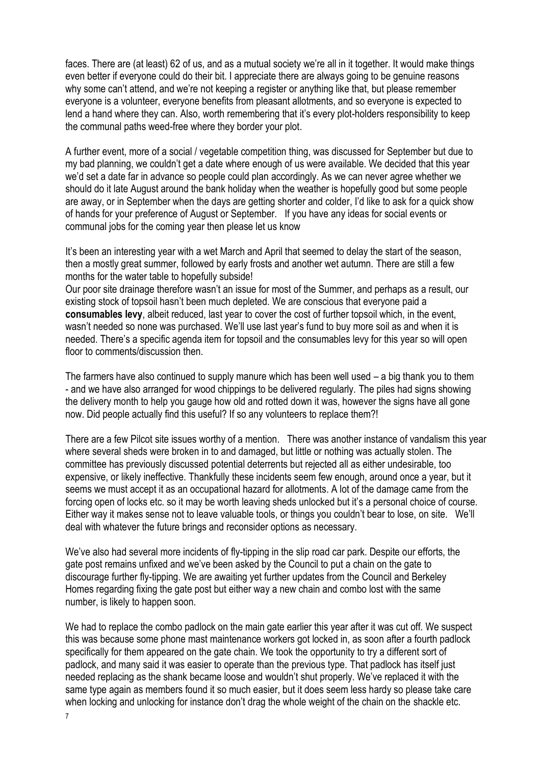faces. There are (at least) 62 of us, and as a mutual society we're all in it together. It would make things even better if everyone could do their bit. I appreciate there are always going to be genuine reasons why some can't attend, and we're not keeping a register or anything like that, but please remember everyone is a volunteer, everyone benefits from pleasant allotments, and so everyone is expected to lend a hand where they can. Also, worth remembering that it's every plot-holders responsibility to keep the communal paths weed-free where they border your plot.

A further event, more of a social / vegetable competition thing, was discussed for September but due to my bad planning, we couldn't get a date where enough of us were available. We decided that this year we'd set a date far in advance so people could plan accordingly. As we can never agree whether we should do it late August around the bank holiday when the weather is hopefully good but some people are away, or in September when the days are getting shorter and colder, I'd like to ask for a quick show of hands for your preference of August or September. If you have any ideas for social events or communal jobs for the coming year then please let us know

It's been an interesting year with a wet March and April that seemed to delay the start of the season, then a mostly great summer, followed by early frosts and another wet autumn. There are still a few months for the water table to hopefully subside!
Our poor site drainage therefore wasn't an issue for most of the Summer, and perhaps as a result, our existing stock of topsoil hasn't been much depleted. We are conscious that everyone paid a **consumables levy**, albeit reduced, last year to cover the cost of further topsoil which, in the event, wasn't needed so none was purchased. We'll use last year's fund to buy more soil as and when it is needed. There's a specific agenda item for topsoil and the consumables levy for this year so will open floor to comments/discussion then.

The farmers have also continued to supply manure which has been well used – a big thank you to them - and we have also arranged for wood chippings to be delivered regularly. The piles had signs showing the delivery month to help you gauge how old and rotted down it was, however the signs have all gone now. Did people actually find this useful? If so any volunteers to replace them?!

There are a few Pilcot site issues worthy of a mention. There was another instance of vandalism this year where several sheds were broken in to and damaged, but little or nothing was actually stolen. The committee has previously discussed potential deterrents but rejected all as either undesirable, too expensive, or likely ineffective. Thankfully these incidents seem few enough, around once a year, but it seems we must accept it as an occupational hazard for allotments. A lot of the damage came from the forcing open of locks etc. so it may be worth leaving sheds unlocked but it's a personal choice of course. Either way it makes sense not to leave valuable tools, or things you couldn't bear to lose, on site. We'll deal with whatever the future brings and reconsider options as necessary.

We've also had several more incidents of fly-tipping in the slip road car park. Despite our efforts, the gate post remains unfixed and we've been asked by the Council to put a chain on the gate to discourage further fly-tipping. We are awaiting yet further updates from the Council and Berkeley Homes regarding fixing the gate post but either way a new chain and combo lost with the same number, is likely to happen soon.

We had to replace the combo padlock on the main gate earlier this year after it was cut off. We suspect this was because some phone mast maintenance workers got locked in, as soon after a fourth padlock specifically for them appeared on the gate chain. We took the opportunity to try a different sort of padlock, and many said it was easier to operate than the previous type. That padlock has itself just needed replacing as the shank became loose and wouldn't shut properly. We've replaced it with the same type again as members found it so much easier, but it does seem less hardy so please take care when locking and unlocking for instance don't drag the whole weight of the chain on the shackle etc.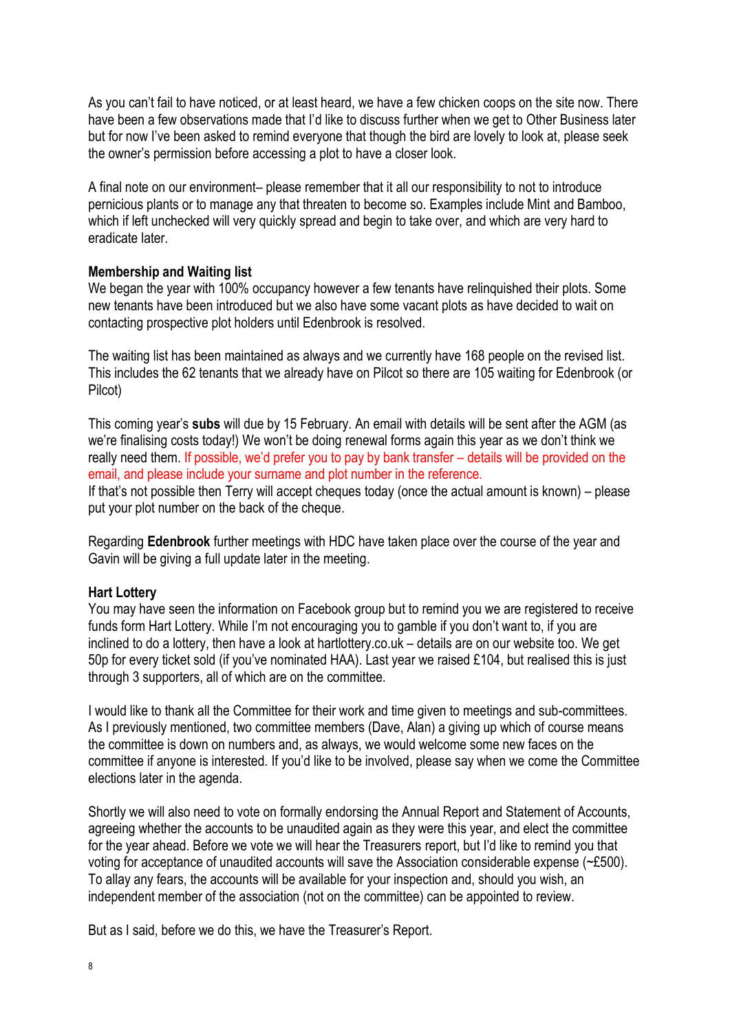As you can't fail to have noticed, or at least heard, we have a few chicken coops on the site now. There have been a few observations made that I'd like to discuss further when we get to Other Business later but for now I've been asked to remind everyone that though the bird are lovely to look at, please seek the owner's permission before accessing a plot to have a closer look.

A final note on our environment– please remember that it all our responsibility to not to introduce pernicious plants or to manage any that threaten to become so. Examples include Mint and Bamboo, which if left unchecked will very quickly spread and begin to take over, and which are very hard to eradicate later.

**Membership and Waiting list**
We began the year with 100% occupancy however a few tenants have relinquished their plots. Some new tenants have been introduced but we also have some vacant plots as have decided to wait on contacting prospective plot holders until Edenbrook is resolved.

The waiting list has been maintained as always and we currently have 168 people on the revised list. This includes the 62 tenants that we already have on Pilcot so there are 105 waiting for Edenbrook (or Pilcot)

This coming year's **subs** will due by 15 February. An email with details will be sent after the AGM (as we're finalising costs today!) We won't be doing renewal forms again this year as we don't think we really need them. If possible, we'd prefer you to pay by bank transfer – details will be provided on the email, and please include your surname and plot number in the reference.
If that's not possible then Terry will accept cheques today (once the actual amount is known) – please put your plot number on the back of the cheque.

Regarding **Edenbrook** further meetings with HDC have taken place over the course of the year and Gavin will be giving a full update later in the meeting.

**Hart Lottery**
You may have seen the information on Facebook group but to remind you we are registered to receive funds form Hart Lottery. While I'm not encouraging you to gamble if you don't want to, if you are inclined to do a lottery, then have a look at hartlottery.co.uk – details are on our website too. We get 50p for every ticket sold (if you've nominated HAA). Last year we raised £104, but realised this is just through 3 supporters, all of which are on the committee.

I would like to thank all the Committee for their work and time given to meetings and sub-committees. As I previously mentioned, two committee members (Dave, Alan) a giving up which of course means the committee is down on numbers and, as always, we would welcome some new faces on the committee if anyone is interested. If you'd like to be involved, please say when we come the Committee elections later in the agenda.

Shortly we will also need to vote on formally endorsing the Annual Report and Statement of Accounts, agreeing whether the accounts to be unaudited again as they were this year, and elect the committee for the year ahead. Before we vote we will hear the Treasurers report, but I'd like to remind you that voting for acceptance of unaudited accounts will save the Association considerable expense (~£500). To allay any fears, the accounts will be available for your inspection and, should you wish, an independent member of the association (not on the committee) can be appointed to review.

But as I said, before we do this, we have the Treasurer's Report.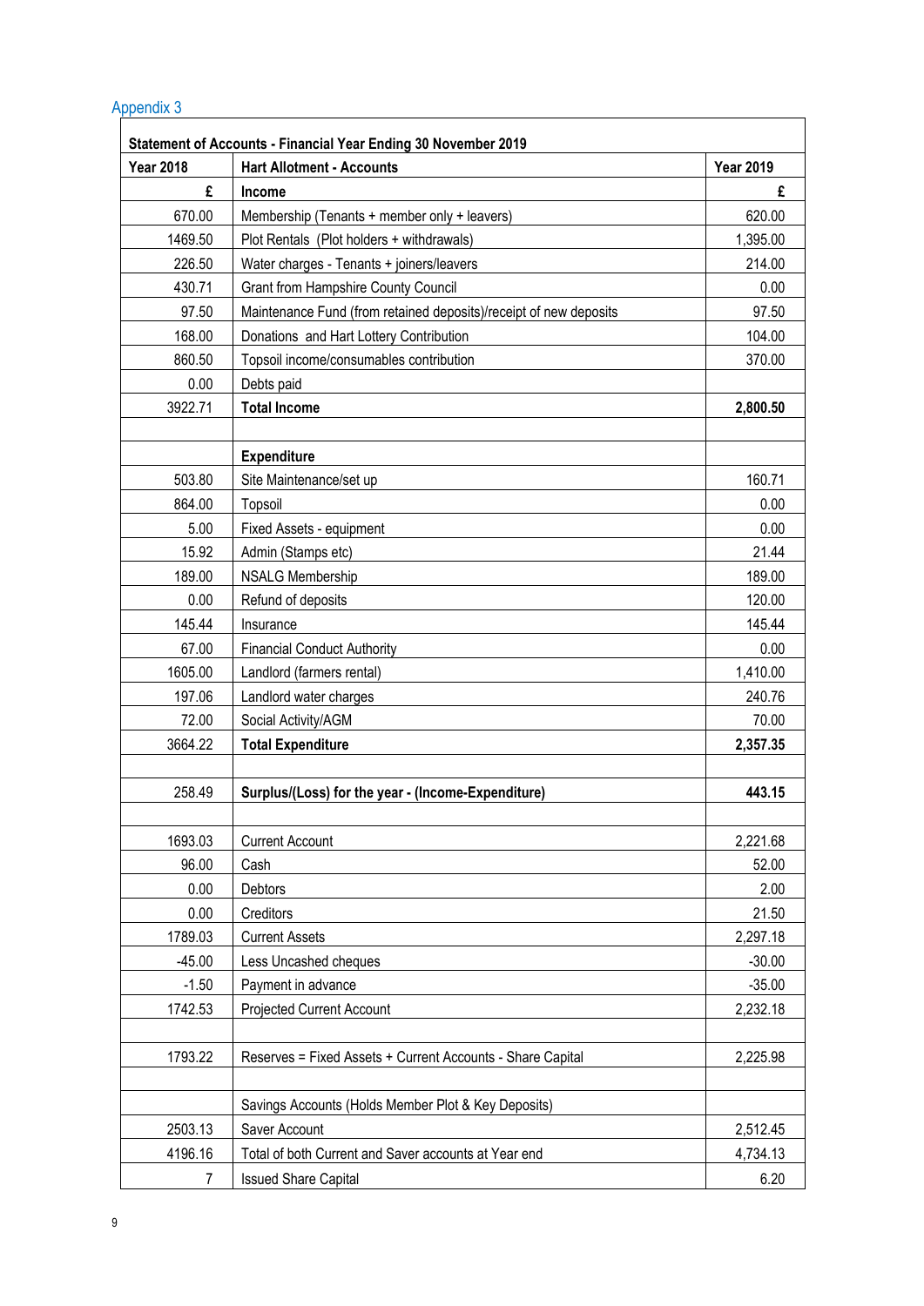Appendix 3

| Statement of Accounts - Financial Year Ending 30 November 2019 | | |
|---|---|---|
| **Year 2018** | **Hart Allotment - Accounts** | **Year 2019** |
| **£** | **Income** | **£** |
| 670.00 | Membership (Tenants + member only + leavers) | 620.00 |
| 1469.50 | Plot Rentals (Plot holders + withdrawals) | 1,395.00 |
| 226.50 | Water charges - Tenants + joiners/leavers | 214.00 |
| 430.71 | Grant from Hampshire County Council | 0.00 |
| 97.50 | Maintenance Fund (from retained deposits)/receipt of new deposits | 97.50 |
| 168.00 | Donations and Hart Lottery Contribution | 104.00 |
| 860.50 | Topsoil income/consumables contribution | 370.00 |
| 0.00 | Debts paid | |
| 3922.71 | **Total Income** | **2,800.50** |
| | | |
| | **Expenditure** | |
| 503.80 | Site Maintenance/set up | 160.71 |
| 864.00 | Topsoil | 0.00 |
| 5.00 | Fixed Assets - equipment | 0.00 |
| 15.92 | Admin (Stamps etc) | 21.44 |
| 189.00 | NSALG Membership | 189.00 |
| 0.00 | Refund of deposits | 120.00 |
| 145.44 | Insurance | 145.44 |
| 67.00 | Financial Conduct Authority | 0.00 |
| 1605.00 | Landlord (farmers rental) | 1,410.00 |
| 197.06 | Landlord water charges | 240.76 |
| 72.00 | Social Activity/AGM | 70.00 |
| 3664.22 | **Total Expenditure** | **2,357.35** |
| | | |
| 258.49 | **Surplus/(Loss) for the year - (Income-Expenditure)** | **443.15** |
| | | |
| 1693.03 | Current Account | 2,221.68 |
| 96.00 | Cash | 52.00 |
| 0.00 | Debtors | 2.00 |
| 0.00 | Creditors | 21.50 |
| 1789.03 | Current Assets | 2,297.18 |
| -45.00 | Less Uncashed cheques | -30.00 |
| -1.50 | Payment in advance | -35.00 |
| 1742.53 | Projected Current Account | 2,232.18 |
| | | |
| 1793.22 | Reserves = Fixed Assets + Current Accounts - Share Capital | 2,225.98 |
| | | |
| | Savings Accounts (Holds Member Plot & Key Deposits) | |
| 2503.13 | Saver Account | 2,512.45 |
| 4196.16 | Total of both Current and Saver accounts at Year end | 4,734.13 |
| 7 | Issued Share Capital | 6.20 |